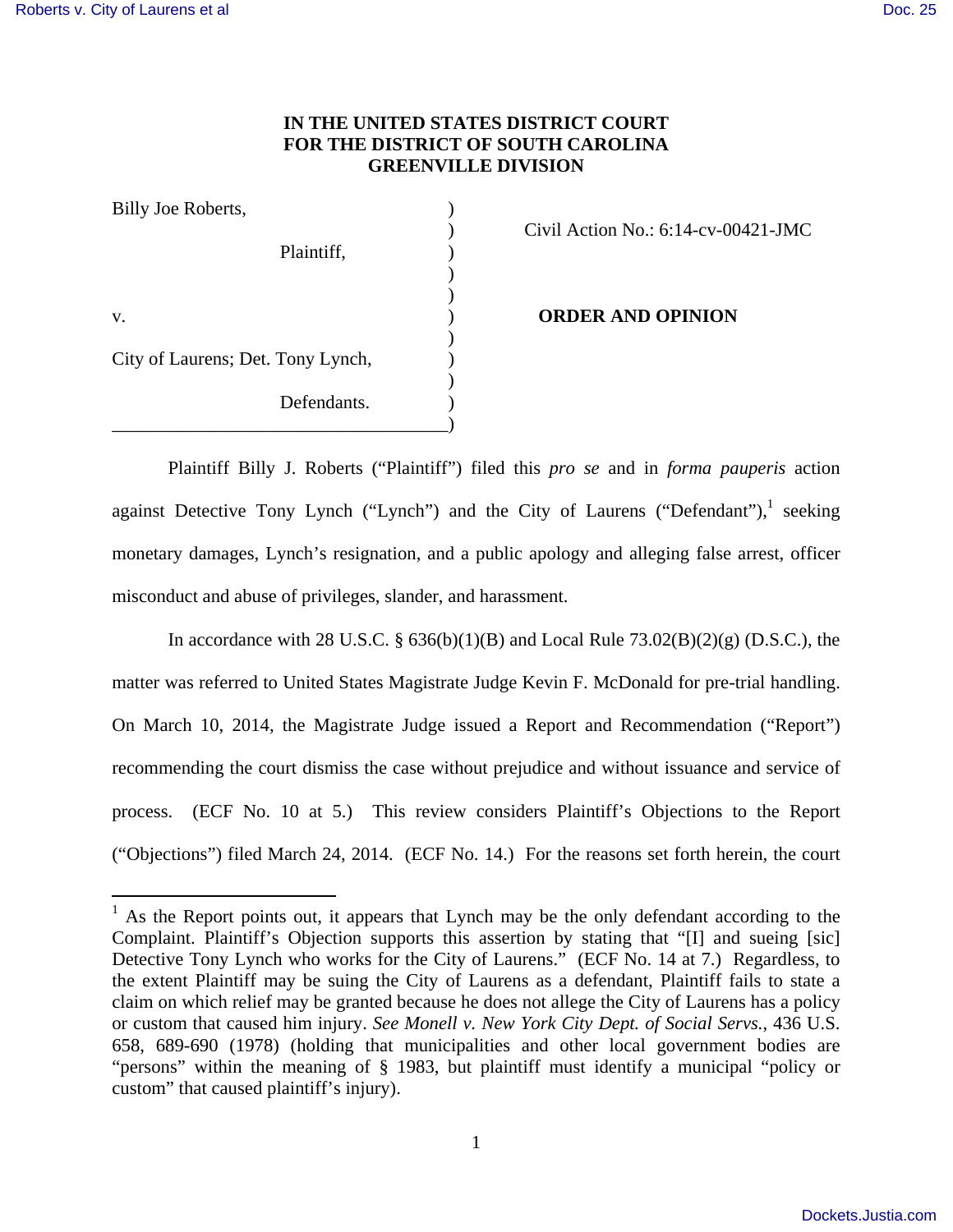**IN THE UNITED STATES DISTRICT COURT**
**FOR THE DISTRICT OF SOUTH CAROLINA**
**GREENVILLE DIVISION**

| | | |
|---|---|---|
| Billy Joe Roberts, | ) | Civil Action No.: 6:14-cv-00421-JMC |
| Plaintiff, | ) | |
| v. | ) | **ORDER AND OPINION** |
| City of Laurens; Det. Tony Lynch, | ) | |
| Defendants. | ) | |

Plaintiff Billy J. Roberts ("Plaintiff") filed this *pro se* and in *forma pauperis* action against Detective Tony Lynch ("Lynch") and the City of Laurens ("Defendant"),[1] seeking monetary damages, Lynch's resignation, and a public apology and alleging false arrest, officer misconduct and abuse of privileges, slander, and harassment.

In accordance with 28 U.S.C. § 636(b)(1)(B) and Local Rule 73.02(B)(2)(g) (D.S.C.), the matter was referred to United States Magistrate Judge Kevin F. McDonald for pre-trial handling. On March 10, 2014, the Magistrate Judge issued a Report and Recommendation ("Report") recommending the court dismiss the case without prejudice and without issuance and service of process. (ECF No. 10 at 5.) This review considers Plaintiff's Objections to the Report ("Objections") filed March 24, 2014. (ECF No. 14.) For the reasons set forth herein, the court

---

[1] As the Report points out, it appears that Lynch may be the only defendant according to the Complaint. Plaintiff's Objection supports this assertion by stating that "[I] and sueing [sic] Detective Tony Lynch who works for the City of Laurens." (ECF No. 14 at 7.) Regardless, to the extent Plaintiff may be suing the City of Laurens as a defendant, Plaintiff fails to state a claim on which relief may be granted because he does not allege the City of Laurens has a policy or custom that caused him injury. *See Monell v. New York City Dept. of Social Servs.*, 436 U.S. 658, 689-690 (1978) (holding that municipalities and other local government bodies are "persons" within the meaning of § 1983, but plaintiff must identify a municipal "policy or custom" that caused plaintiff's injury).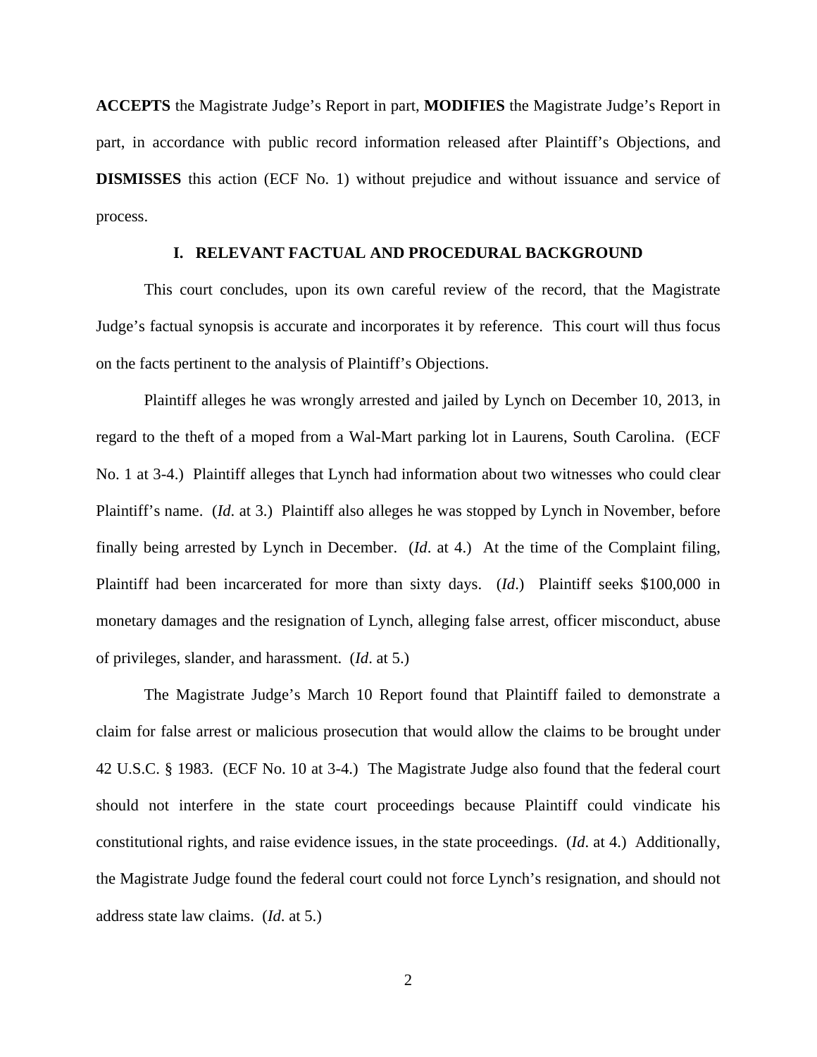**ACCEPTS** the Magistrate Judge's Report in part, **MODIFIES** the Magistrate Judge's Report in part, in accordance with public record information released after Plaintiff's Objections, and **DISMISSES** this action (ECF No. 1) without prejudice and without issuance and service of process.

## I. RELEVANT FACTUAL AND PROCEDURAL BACKGROUND

This court concludes, upon its own careful review of the record, that the Magistrate Judge's factual synopsis is accurate and incorporates it by reference. This court will thus focus on the facts pertinent to the analysis of Plaintiff's Objections.

Plaintiff alleges he was wrongly arrested and jailed by Lynch on December 10, 2013, in regard to the theft of a moped from a Wal-Mart parking lot in Laurens, South Carolina. (ECF No. 1 at 3-4.) Plaintiff alleges that Lynch had information about two witnesses who could clear Plaintiff's name. (*Id*. at 3.) Plaintiff also alleges he was stopped by Lynch in November, before finally being arrested by Lynch in December. (*Id*. at 4.) At the time of the Complaint filing, Plaintiff had been incarcerated for more than sixty days. (*Id*.) Plaintiff seeks $100,000 in monetary damages and the resignation of Lynch, alleging false arrest, officer misconduct, abuse of privileges, slander, and harassment. (*Id*. at 5.)

The Magistrate Judge's March 10 Report found that Plaintiff failed to demonstrate a claim for false arrest or malicious prosecution that would allow the claims to be brought under 42 U.S.C. § 1983. (ECF No. 10 at 3-4.) The Magistrate Judge also found that the federal court should not interfere in the state court proceedings because Plaintiff could vindicate his constitutional rights, and raise evidence issues, in the state proceedings. (*Id*. at 4.) Additionally, the Magistrate Judge found the federal court could not force Lynch's resignation, and should not address state law claims. (*Id*. at 5.)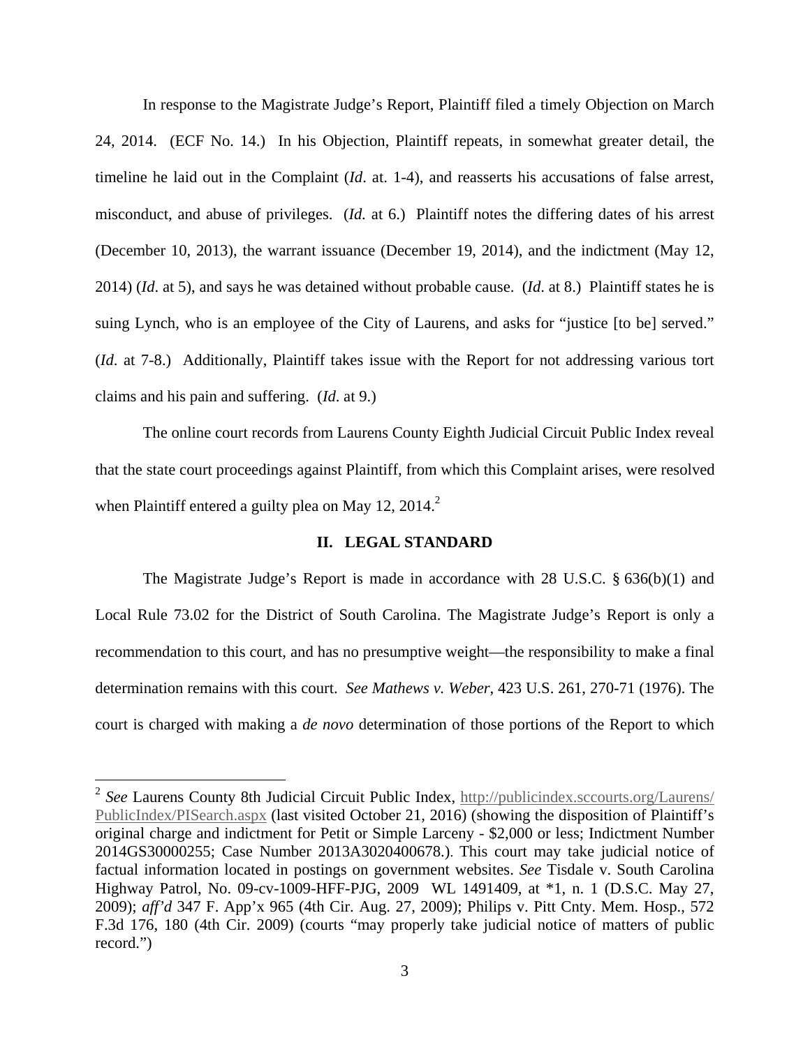In response to the Magistrate Judge's Report, Plaintiff filed a timely Objection on March 24, 2014. (ECF No. 14.) In his Objection, Plaintiff repeats, in somewhat greater detail, the timeline he laid out in the Complaint (*Id*. at. 1-4), and reasserts his accusations of false arrest, misconduct, and abuse of privileges. (*Id.* at 6.) Plaintiff notes the differing dates of his arrest (December 10, 2013), the warrant issuance (December 19, 2014), and the indictment (May 12, 2014) (*Id*. at 5), and says he was detained without probable cause. (*Id*. at 8.) Plaintiff states he is suing Lynch, who is an employee of the City of Laurens, and asks for "justice [to be] served." (*Id*. at 7-8.) Additionally, Plaintiff takes issue with the Report for not addressing various tort claims and his pain and suffering. (*Id*. at 9.)

The online court records from Laurens County Eighth Judicial Circuit Public Index reveal that the state court proceedings against Plaintiff, from which this Complaint arises, were resolved when Plaintiff entered a guilty plea on May 12, 2014.[2]

## II. LEGAL STANDARD

The Magistrate Judge's Report is made in accordance with 28 U.S.C. § 636(b)(1) and Local Rule 73.02 for the District of South Carolina. The Magistrate Judge's Report is only a recommendation to this court, and has no presumptive weight—the responsibility to make a final determination remains with this court. *See Mathews v. Weber*, 423 U.S. 261, 270-71 (1976). The court is charged with making a *de novo* determination of those portions of the Report to which

---

[2] *See* Laurens County 8th Judicial Circuit Public Index, http://publicindex.sccourts.org/Laurens/PublicIndex/PISearch.aspx (last visited October 21, 2016) (showing the disposition of Plaintiff's original charge and indictment for Petit or Simple Larceny - $2,000 or less; Indictment Number 2014GS30000255; Case Number 2013A3020400678.). This court may take judicial notice of factual information located in postings on government websites. *See* Tisdale v. South Carolina Highway Patrol, No. 09-cv-1009-HFF-PJG, 2009 WL 1491409, at *1, n. 1 (D.S.C. May 27, 2009); *aff'd* 347 F. App'x 965 (4th Cir. Aug. 27, 2009); Philips v. Pitt Cnty. Mem. Hosp., 572 F.3d 176, 180 (4th Cir. 2009) (courts "may properly take judicial notice of matters of public record.")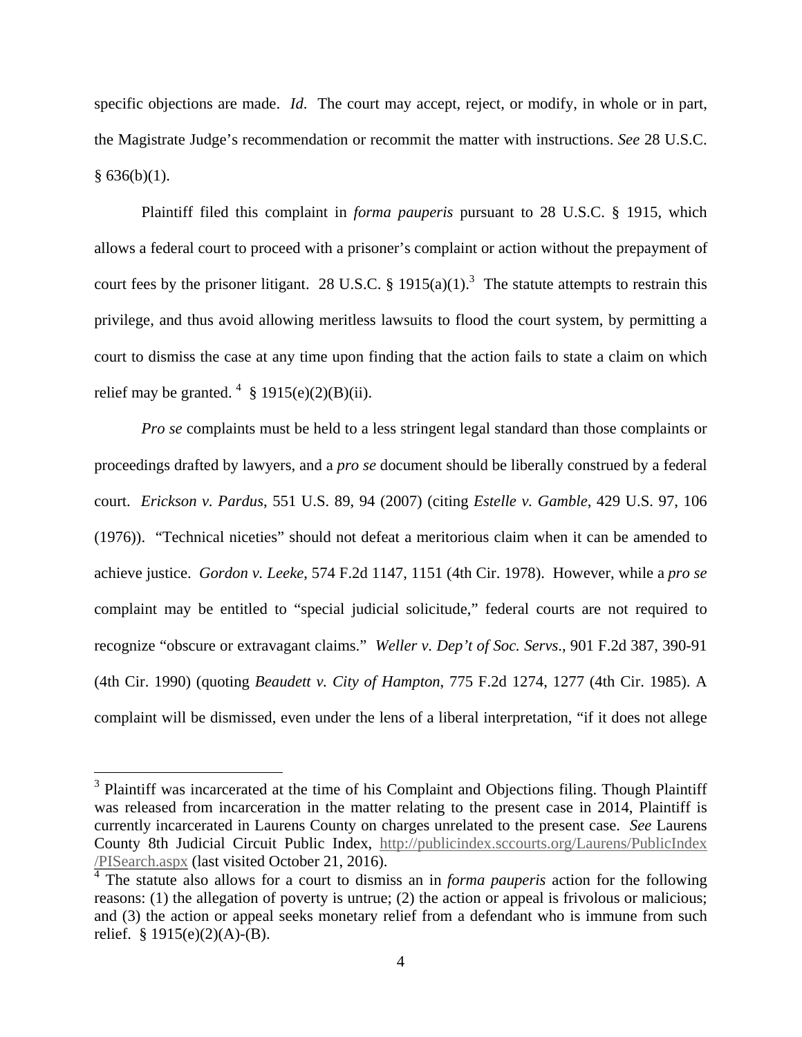specific objections are made. *Id*. The court may accept, reject, or modify, in whole or in part, the Magistrate Judge's recommendation or recommit the matter with instructions. *See* 28 U.S.C. § 636(b)(1).

Plaintiff filed this complaint in *forma pauperis* pursuant to 28 U.S.C. § 1915, which allows a federal court to proceed with a prisoner's complaint or action without the prepayment of court fees by the prisoner litigant. 28 U.S.C. § 1915(a)(1).[3] The statute attempts to restrain this privilege, and thus avoid allowing meritless lawsuits to flood the court system, by permitting a court to dismiss the case at any time upon finding that the action fails to state a claim on which relief may be granted. [4] § 1915(e)(2)(B)(ii).

*Pro se* complaints must be held to a less stringent legal standard than those complaints or proceedings drafted by lawyers, and a *pro se* document should be liberally construed by a federal court. *Erickson v. Pardus*, 551 U.S. 89, 94 (2007) (citing *Estelle v. Gamble*, 429 U.S. 97, 106 (1976)). "Technical niceties" should not defeat a meritorious claim when it can be amended to achieve justice. *Gordon v. Leeke*, 574 F.2d 1147, 1151 (4th Cir. 1978). However, while a *pro se* complaint may be entitled to "special judicial solicitude," federal courts are not required to recognize "obscure or extravagant claims." *Weller v. Dep't of Soc. Servs*., 901 F.2d 387, 390-91 (4th Cir. 1990) (quoting *Beaudett v. City of Hampton*, 775 F.2d 1274, 1277 (4th Cir. 1985). A complaint will be dismissed, even under the lens of a liberal interpretation, "if it does not allege

---

[3] Plaintiff was incarcerated at the time of his Complaint and Objections filing. Though Plaintiff was released from incarceration in the matter relating to the present case in 2014, Plaintiff is currently incarcerated in Laurens County on charges unrelated to the present case. *See* Laurens County 8th Judicial Circuit Public Index, http://publicindex.sccourts.org/Laurens/PublicIndex/PISearch.aspx (last visited October 21, 2016).

[4] The statute also allows for a court to dismiss an in *forma pauperis* action for the following reasons: (1) the allegation of poverty is untrue; (2) the action or appeal is frivolous or malicious; and (3) the action or appeal seeks monetary relief from a defendant who is immune from such relief. § 1915(e)(2)(A)-(B).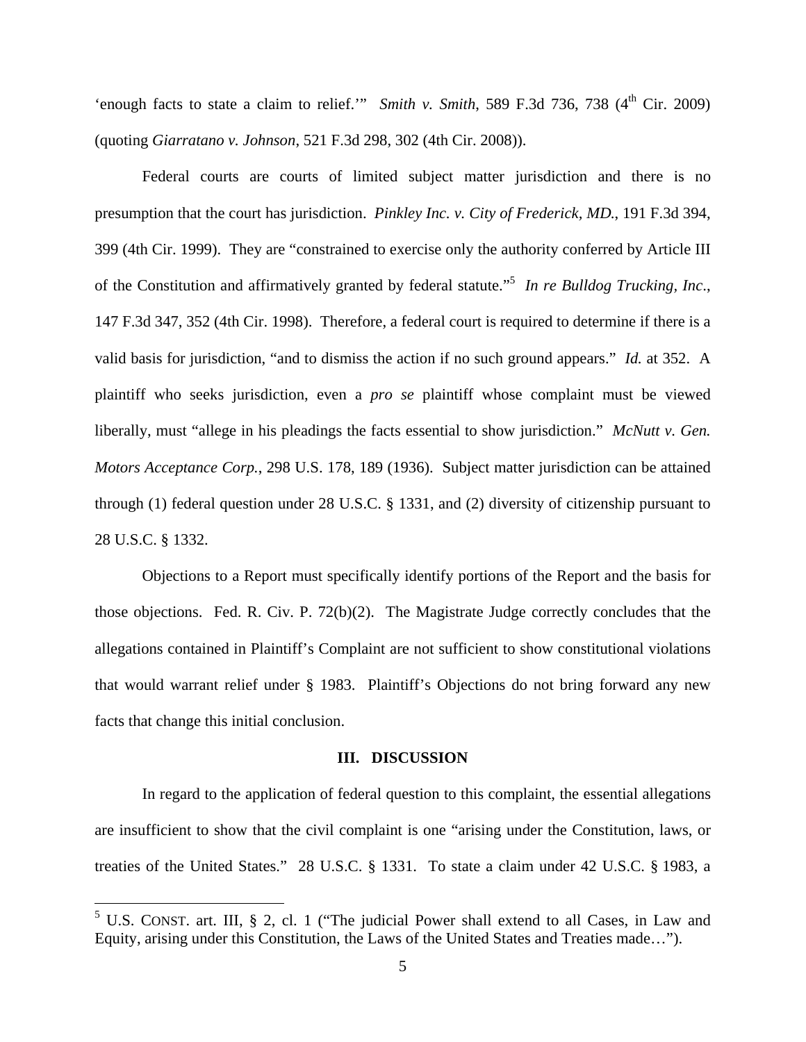'enough facts to state a claim to relief.'" *Smith v. Smith*, 589 F.3d 736, 738 (4th Cir. 2009) (quoting *Giarratano v. Johnson*, 521 F.3d 298, 302 (4th Cir. 2008)).

Federal courts are courts of limited subject matter jurisdiction and there is no presumption that the court has jurisdiction. *Pinkley Inc. v. City of Frederick, MD.*, 191 F.3d 394, 399 (4th Cir. 1999). They are "constrained to exercise only the authority conferred by Article III of the Constitution and affirmatively granted by federal statute."[5] *In re Bulldog Trucking, Inc.*, 147 F.3d 347, 352 (4th Cir. 1998). Therefore, a federal court is required to determine if there is a valid basis for jurisdiction, "and to dismiss the action if no such ground appears." *Id.* at 352. A plaintiff who seeks jurisdiction, even a *pro se* plaintiff whose complaint must be viewed liberally, must "allege in his pleadings the facts essential to show jurisdiction." *McNutt v. Gen. Motors Acceptance Corp.*, 298 U.S. 178, 189 (1936). Subject matter jurisdiction can be attained through (1) federal question under 28 U.S.C. § 1331, and (2) diversity of citizenship pursuant to 28 U.S.C. § 1332.

Objections to a Report must specifically identify portions of the Report and the basis for those objections. Fed. R. Civ. P. 72(b)(2). The Magistrate Judge correctly concludes that the allegations contained in Plaintiff's Complaint are not sufficient to show constitutional violations that would warrant relief under § 1983. Plaintiff's Objections do not bring forward any new facts that change this initial conclusion.

## III. DISCUSSION

In regard to the application of federal question to this complaint, the essential allegations are insufficient to show that the civil complaint is one "arising under the Constitution, laws, or treaties of the United States." 28 U.S.C. § 1331. To state a claim under 42 U.S.C. § 1983, a

---

[5] U.S. CONST. art. III, § 2, cl. 1 ("The judicial Power shall extend to all Cases, in Law and Equity, arising under this Constitution, the Laws of the United States and Treaties made…").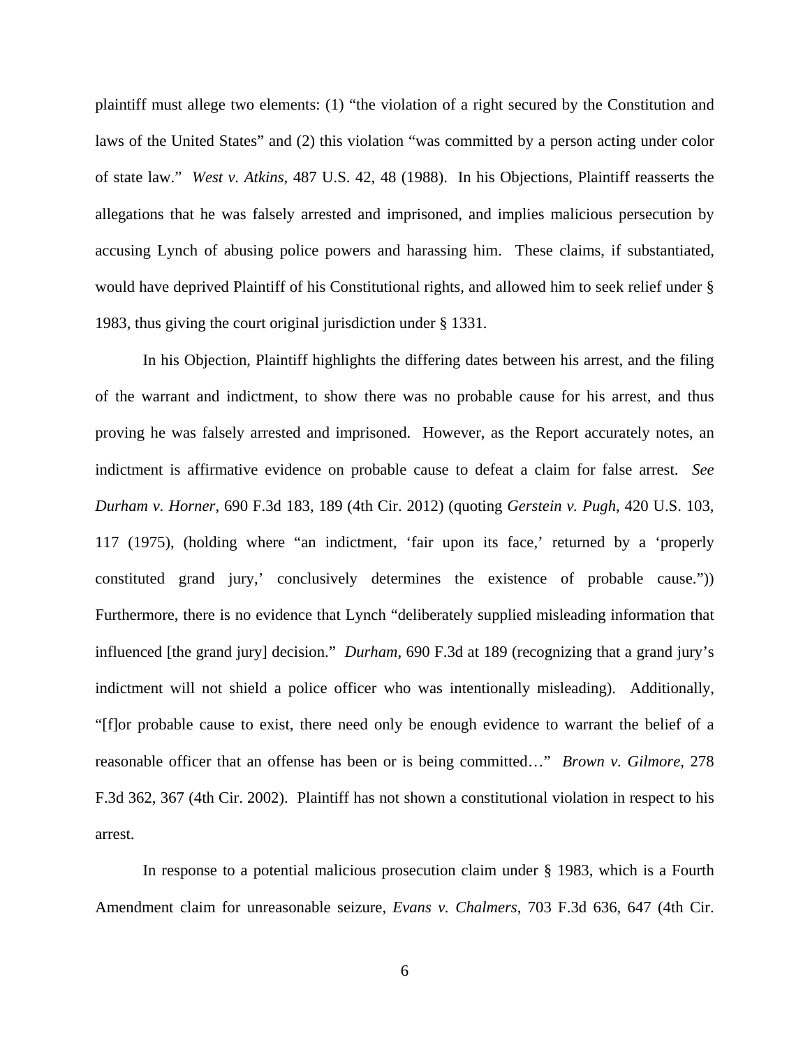plaintiff must allege two elements: (1) "the violation of a right secured by the Constitution and laws of the United States" and (2) this violation "was committed by a person acting under color of state law." *West v. Atkins*, 487 U.S. 42, 48 (1988). In his Objections, Plaintiff reasserts the allegations that he was falsely arrested and imprisoned, and implies malicious persecution by accusing Lynch of abusing police powers and harassing him. These claims, if substantiated, would have deprived Plaintiff of his Constitutional rights, and allowed him to seek relief under § 1983, thus giving the court original jurisdiction under § 1331.

In his Objection, Plaintiff highlights the differing dates between his arrest, and the filing of the warrant and indictment, to show there was no probable cause for his arrest, and thus proving he was falsely arrested and imprisoned. However, as the Report accurately notes, an indictment is affirmative evidence on probable cause to defeat a claim for false arrest. *See Durham v. Horner*, 690 F.3d 183, 189 (4th Cir. 2012) (quoting *Gerstein v. Pugh*, 420 U.S. 103, 117 (1975), (holding where "an indictment, 'fair upon its face,' returned by a 'properly constituted grand jury,' conclusively determines the existence of probable cause.")) Furthermore, there is no evidence that Lynch "deliberately supplied misleading information that influenced [the grand jury] decision." *Durham*, 690 F.3d at 189 (recognizing that a grand jury's indictment will not shield a police officer who was intentionally misleading). Additionally, "[f]or probable cause to exist, there need only be enough evidence to warrant the belief of a reasonable officer that an offense has been or is being committed…" *Brown v. Gilmore*, 278 F.3d 362, 367 (4th Cir. 2002). Plaintiff has not shown a constitutional violation in respect to his arrest.

In response to a potential malicious prosecution claim under § 1983, which is a Fourth Amendment claim for unreasonable seizure, *Evans v. Chalmers*, 703 F.3d 636, 647 (4th Cir.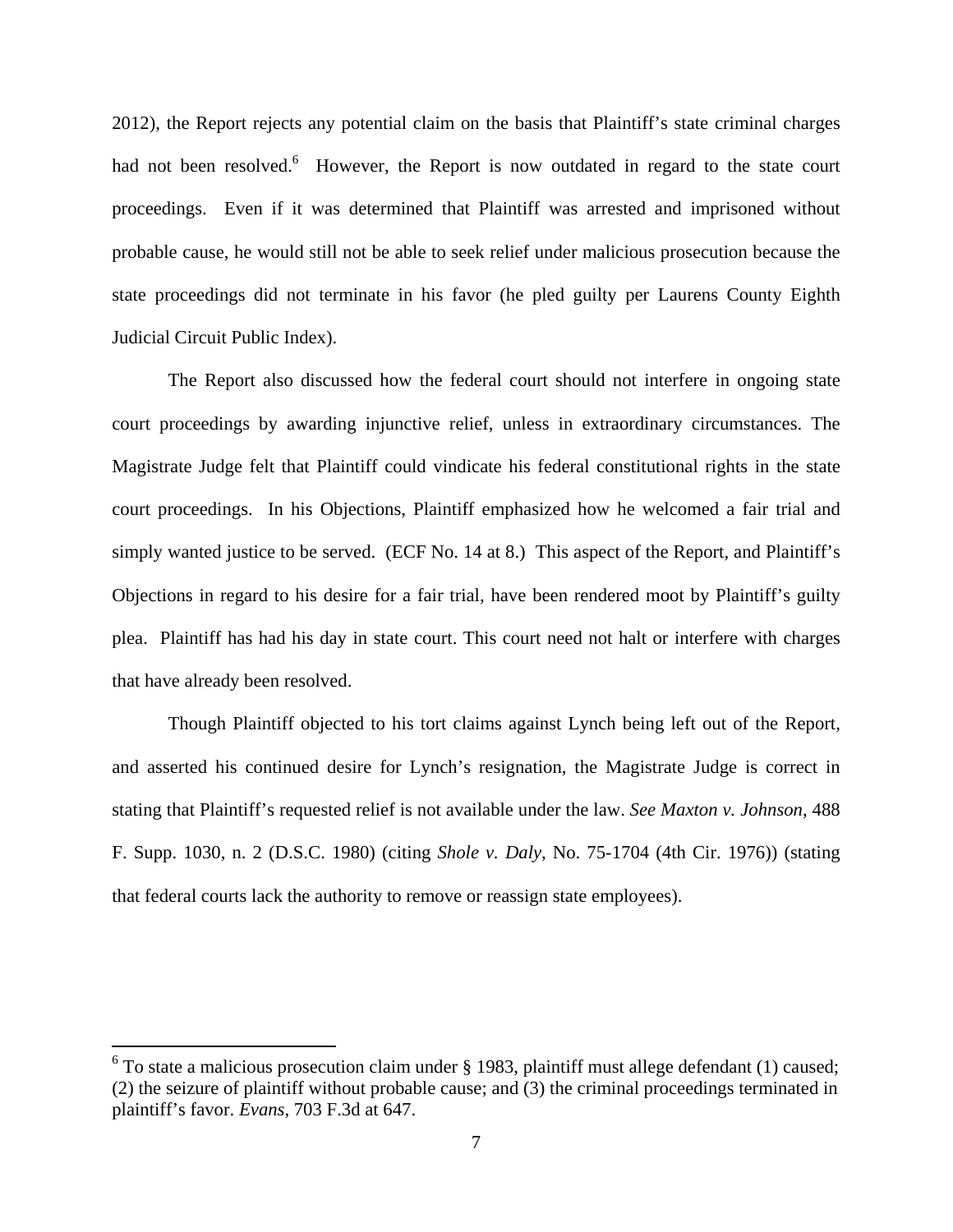2012), the Report rejects any potential claim on the basis that Plaintiff's state criminal charges had not been resolved.[6] However, the Report is now outdated in regard to the state court proceedings. Even if it was determined that Plaintiff was arrested and imprisoned without probable cause, he would still not be able to seek relief under malicious prosecution because the state proceedings did not terminate in his favor (he pled guilty per Laurens County Eighth Judicial Circuit Public Index).

The Report also discussed how the federal court should not interfere in ongoing state court proceedings by awarding injunctive relief, unless in extraordinary circumstances. The Magistrate Judge felt that Plaintiff could vindicate his federal constitutional rights in the state court proceedings. In his Objections, Plaintiff emphasized how he welcomed a fair trial and simply wanted justice to be served. (ECF No. 14 at 8.) This aspect of the Report, and Plaintiff's Objections in regard to his desire for a fair trial, have been rendered moot by Plaintiff's guilty plea. Plaintiff has had his day in state court. This court need not halt or interfere with charges that have already been resolved.

Though Plaintiff objected to his tort claims against Lynch being left out of the Report, and asserted his continued desire for Lynch's resignation, the Magistrate Judge is correct in stating that Plaintiff's requested relief is not available under the law. *See Maxton v. Johnson*, 488 F. Supp. 1030, n. 2 (D.S.C. 1980) (citing *Shole v. Daly*, No. 75-1704 (4th Cir. 1976)) (stating that federal courts lack the authority to remove or reassign state employees).

---

[6] To state a malicious prosecution claim under § 1983, plaintiff must allege defendant (1) caused; (2) the seizure of plaintiff without probable cause; and (3) the criminal proceedings terminated in plaintiff's favor. *Evans*, 703 F.3d at 647.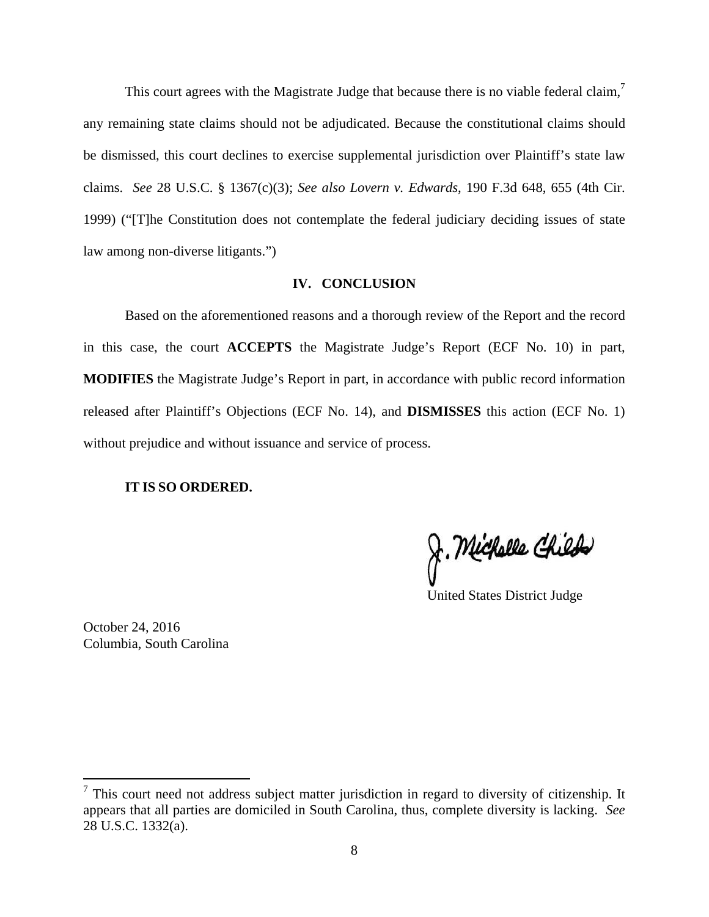This court agrees with the Magistrate Judge that because there is no viable federal claim,[7] any remaining state claims should not be adjudicated. Because the constitutional claims should be dismissed, this court declines to exercise supplemental jurisdiction over Plaintiff's state law claims. *See* 28 U.S.C. § 1367(c)(3); *See also Lovern v. Edwards*, 190 F.3d 648, 655 (4th Cir. 1999) ("[T]he Constitution does not contemplate the federal judiciary deciding issues of state law among non-diverse litigants.")

## IV. CONCLUSION

Based on the aforementioned reasons and a thorough review of the Report and the record in this case, the court **ACCEPTS** the Magistrate Judge's Report (ECF No. 10) in part, **MODIFIES** the Magistrate Judge's Report in part, in accordance with public record information released after Plaintiff's Objections (ECF No. 14), and **DISMISSES** this action (ECF No. 1) without prejudice and without issuance and service of process.

**IT IS SO ORDERED.**

J. Michelle Childs

United States District Judge

October 24, 2016
Columbia, South Carolina

---

[7] This court need not address subject matter jurisdiction in regard to diversity of citizenship. It appears that all parties are domiciled in South Carolina, thus, complete diversity is lacking. *See* 28 U.S.C. 1332(a).